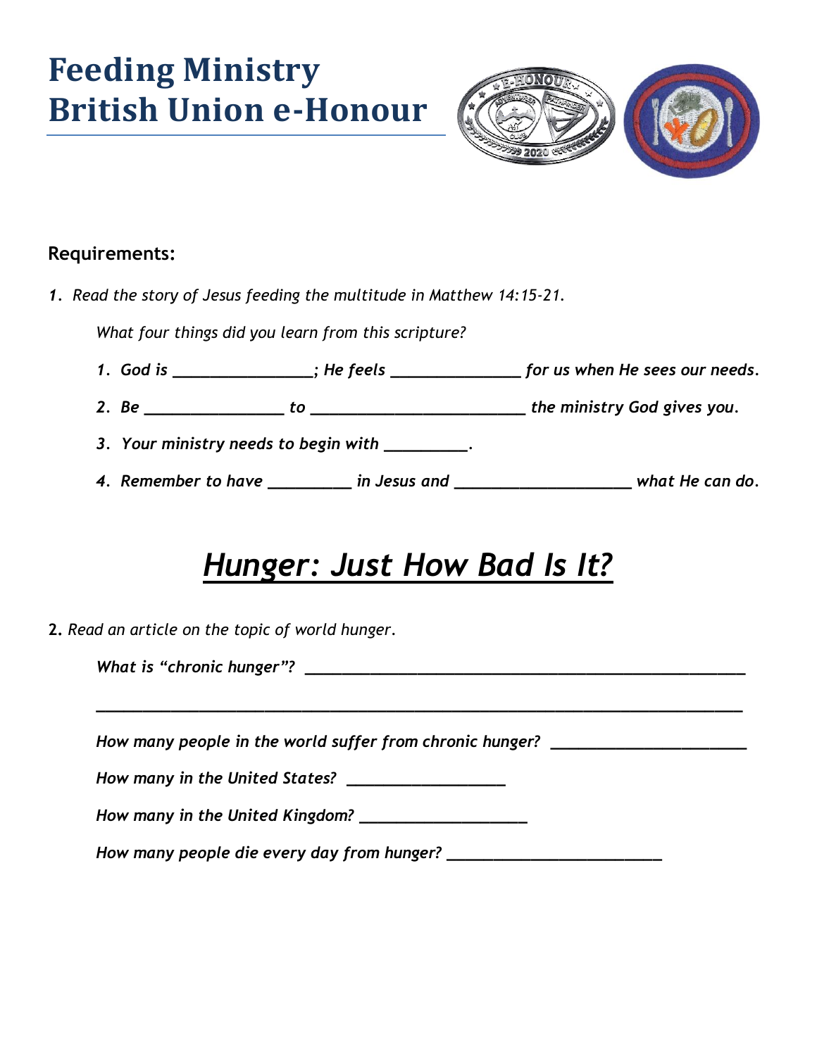# Feeding Ministry British Union e-Honour

**Requirements:**

**1.** *Read the story of Jesus feeding the multitude in Matthew 14:15-21.*

*What four things did you learn from this scripture?*

1. *God is ________________; He feels _______________ for us when He sees our needs.*
2. *Be ________________ to __________________________ the ministry God gives you.*
3. *Your ministry needs to begin with __________.*
4. *Remember to have __________ in Jesus and _____________________ what He can do.*

## *Hunger: Just How Bad Is It?*

**2.** *Read an article on the topic of world hunger.*

*What is "chronic hunger"?* _____________________________________________________

_______________________________________________________________________________

*How many people in the world suffer from chronic hunger?* _______________________

*How many in the United States?* ___________________

*How many in the United Kingdom?* ___________________

*How many people die every day from hunger?* __________________________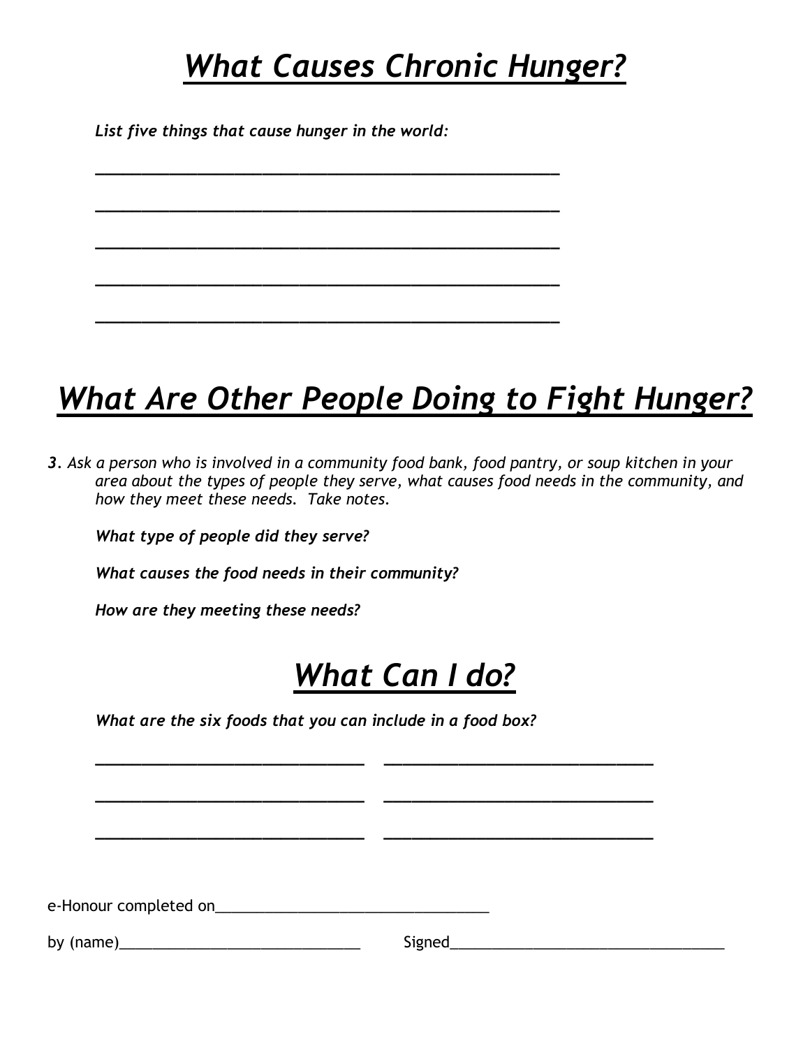# *What Causes Chronic Hunger?*

***List five things that cause hunger in the world:***

______________________________________________

______________________________________________

______________________________________________

______________________________________________

______________________________________________

# *What Are Other People Doing to Fight Hunger?*

***3.*** *Ask a person who is involved in a community food bank, food pantry, or soup kitchen in your area about the types of people they serve, what causes food needs in the community, and how they meet these needs. Take notes.*

***What type of people did they serve?***

***What causes the food needs in their community?***

***How are they meeting these needs?***

# *What Can I do?*

***What are the six foods that you can include in a food box?***

___________________________ ___________________________

___________________________ ___________________________

___________________________ ___________________________

e-Honour completed on_________________________________

by (name)______________________________ Signed__________________________________